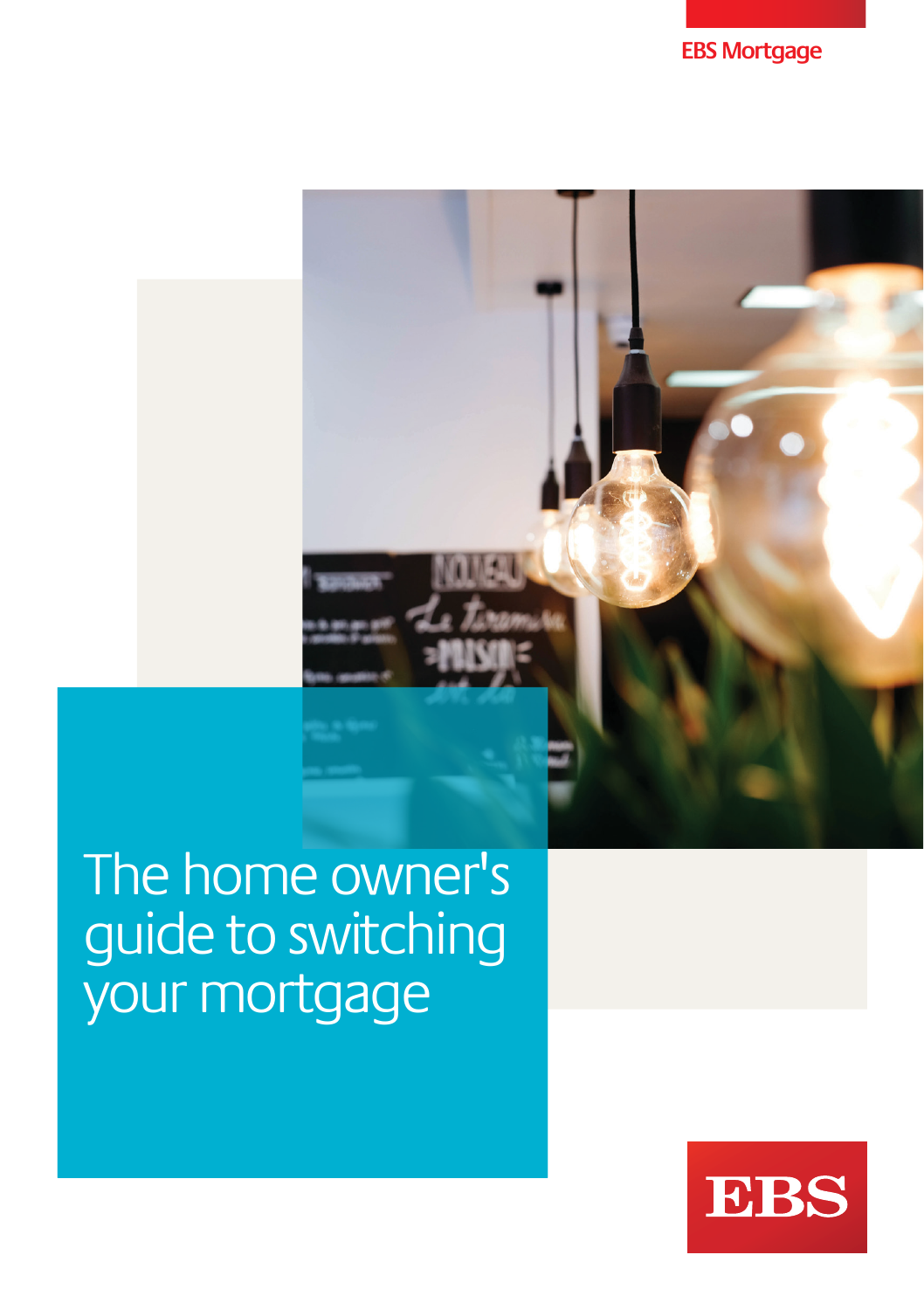EBS Mortgage

# The home owner's guide to switching your mortgage

EBS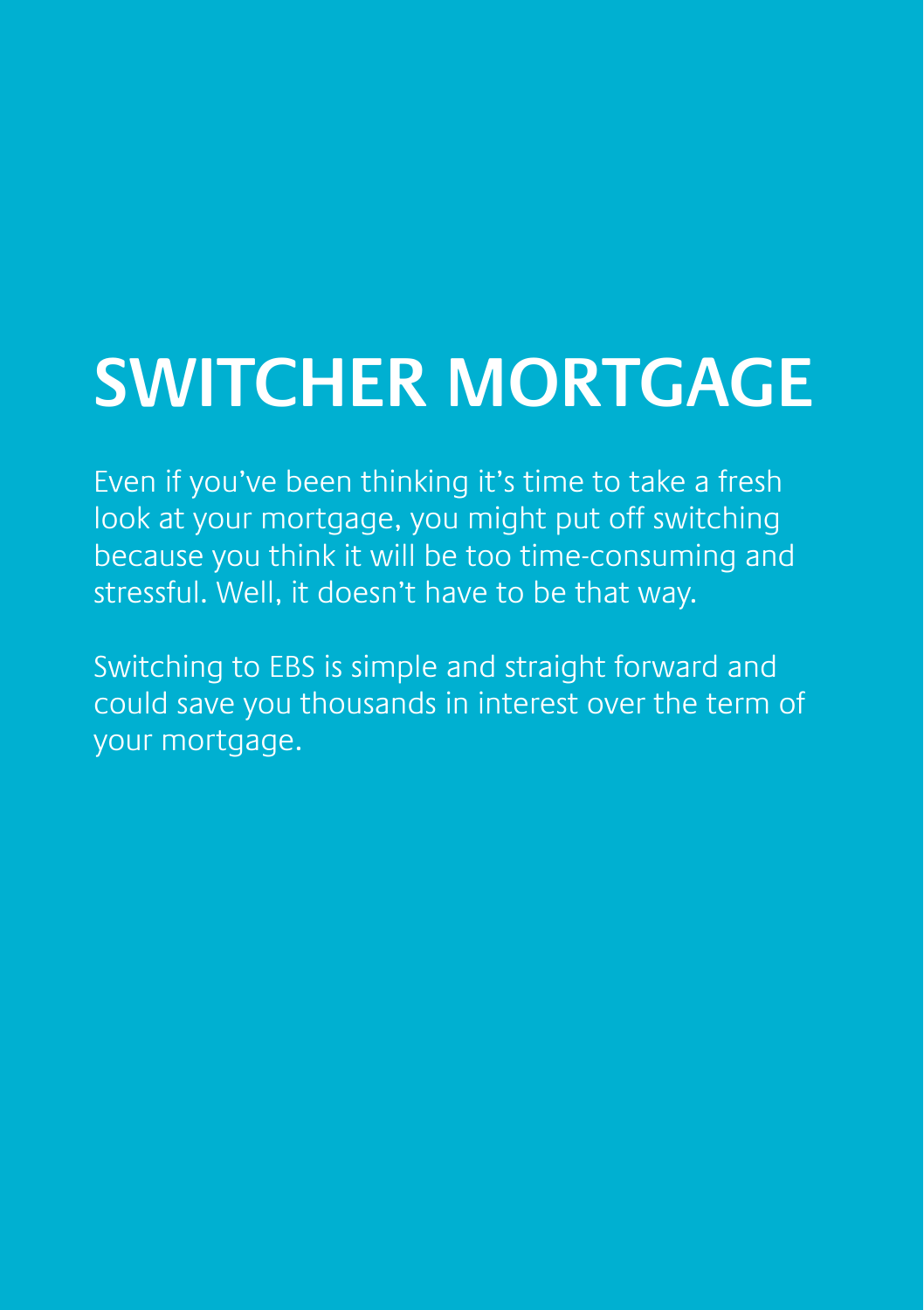# SWITCHER MORTGAGE

Even if you've been thinking it's time to take a fresh look at your mortgage, you might put off switching because you think it will be too time-consuming and stressful. Well, it doesn't have to be that way.

Switching to EBS is simple and straight forward and could save you thousands in interest over the term of your mortgage.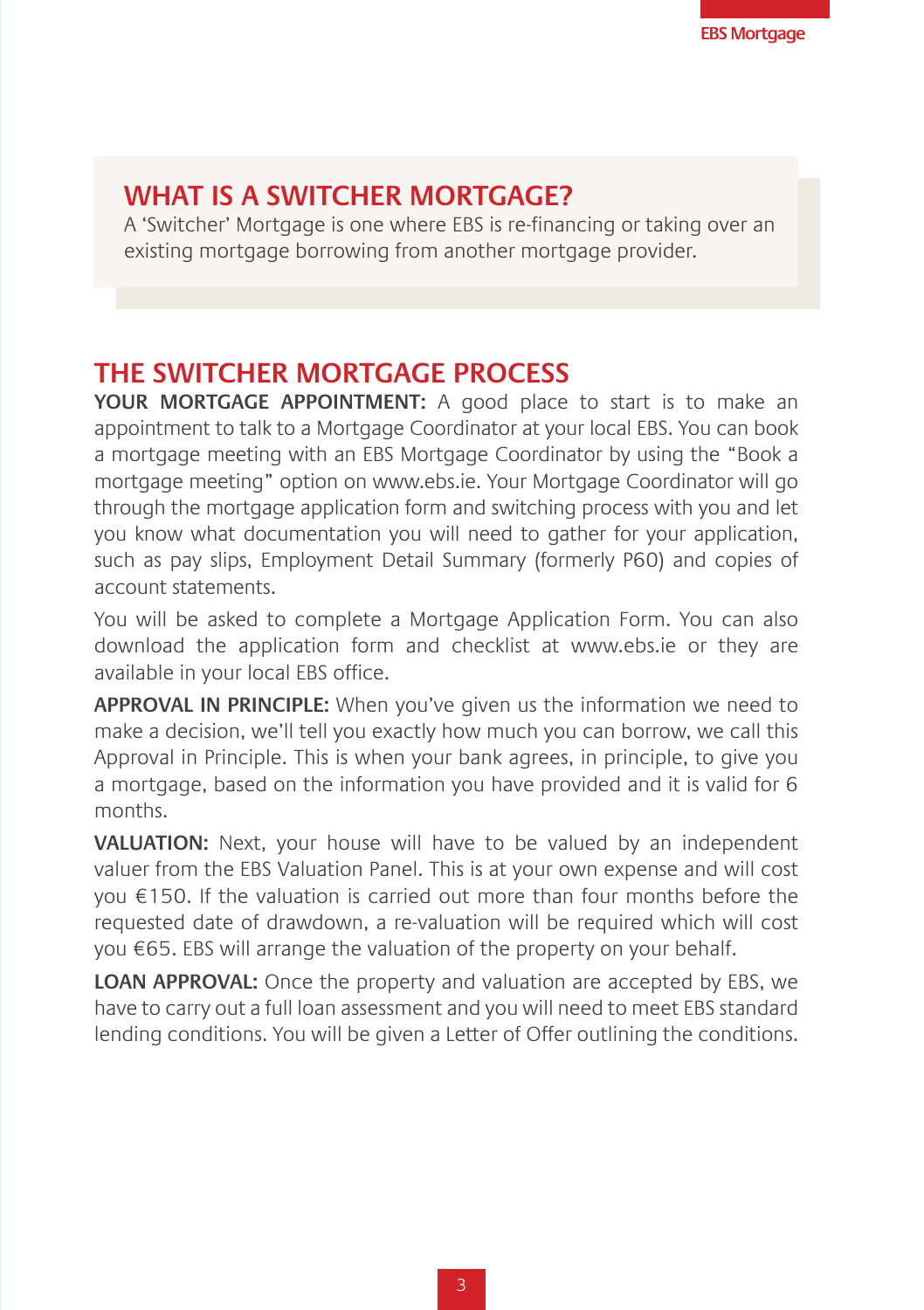## WHAT IS A SWITCHER MORTGAGE?

A 'Switcher' Mortgage is one where EBS is re-financing or taking over an existing mortgage borrowing from another mortgage provider.

## THE SWITCHER MORTGAGE PROCESS

**YOUR MORTGAGE APPOINTMENT:** A good place to start is to make an appointment to talk to a Mortgage Coordinator at your local EBS. You can book a mortgage meeting with an EBS Mortgage Coordinator by using the "Book a mortgage meeting" option on www.ebs.ie. Your Mortgage Coordinator will go through the mortgage application form and switching process with you and let you know what documentation you will need to gather for your application, such as pay slips, Employment Detail Summary (formerly P60) and copies of account statements.

You will be asked to complete a Mortgage Application Form. You can also download the application form and checklist at www.ebs.ie or they are available in your local EBS office.

**APPROVAL IN PRINCIPLE:** When you've given us the information we need to make a decision, we'll tell you exactly how much you can borrow, we call this Approval in Principle. This is when your bank agrees, in principle, to give you a mortgage, based on the information you have provided and it is valid for 6 months.

**VALUATION:** Next, your house will have to be valued by an independent valuer from the EBS Valuation Panel. This is at your own expense and will cost you €150. If the valuation is carried out more than four months before the requested date of drawdown, a re-valuation will be required which will cost you €65. EBS will arrange the valuation of the property on your behalf.

**LOAN APPROVAL:** Once the property and valuation are accepted by EBS, we have to carry out a full loan assessment and you will need to meet EBS standard lending conditions. You will be given a Letter of Offer outlining the conditions.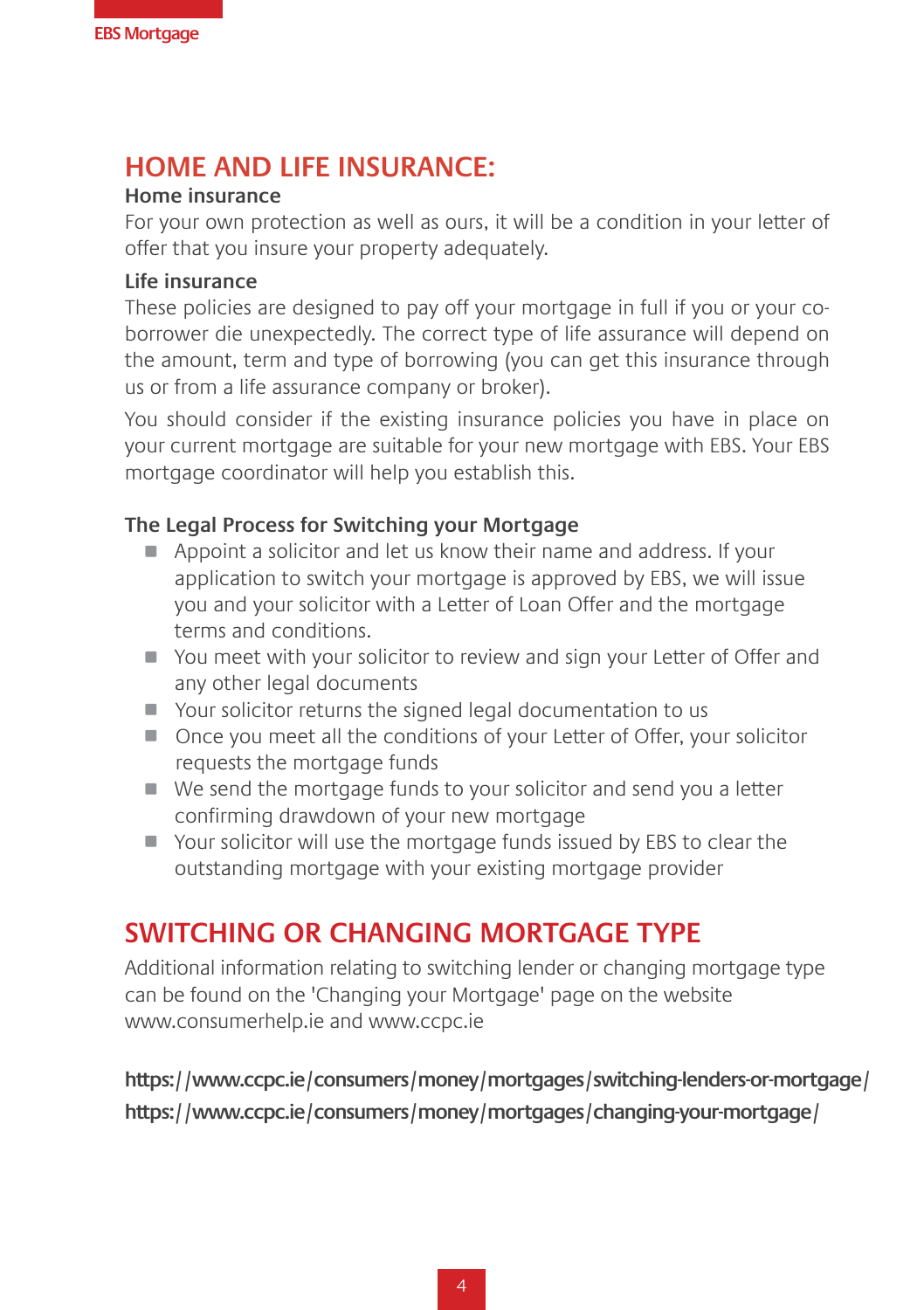## HOME AND LIFE INSURANCE:

### Home insurance

For your own protection as well as ours, it will be a condition in your letter of offer that you insure your property adequately.

### Life insurance

These policies are designed to pay off your mortgage in full if you or your co-borrower die unexpectedly. The correct type of life assurance will depend on the amount, term and type of borrowing (you can get this insurance through us or from a life assurance company or broker).

You should consider if the existing insurance policies you have in place on your current mortgage are suitable for your new mortgage with EBS. Your EBS mortgage coordinator will help you establish this.

### The Legal Process for Switching your Mortgage

- Appoint a solicitor and let us know their name and address. If your application to switch your mortgage is approved by EBS, we will issue you and your solicitor with a Letter of Loan Offer and the mortgage terms and conditions.
- You meet with your solicitor to review and sign your Letter of Offer and any other legal documents
- Your solicitor returns the signed legal documentation to us
- Once you meet all the conditions of your Letter of Offer, your solicitor requests the mortgage funds
- We send the mortgage funds to your solicitor and send you a letter confirming drawdown of your new mortgage
- Your solicitor will use the mortgage funds issued by EBS to clear the outstanding mortgage with your existing mortgage provider

## SWITCHING OR CHANGING MORTGAGE TYPE

Additional information relating to switching lender or changing mortgage type can be found on the 'Changing your Mortgage' page on the website www.consumerhelp.ie and www.ccpc.ie

**https://www.ccpc.ie/consumers/money/mortgages/switching-lenders-or-mortgage/**
**https://www.ccpc.ie/consumers/money/mortgages/changing-your-mortgage/**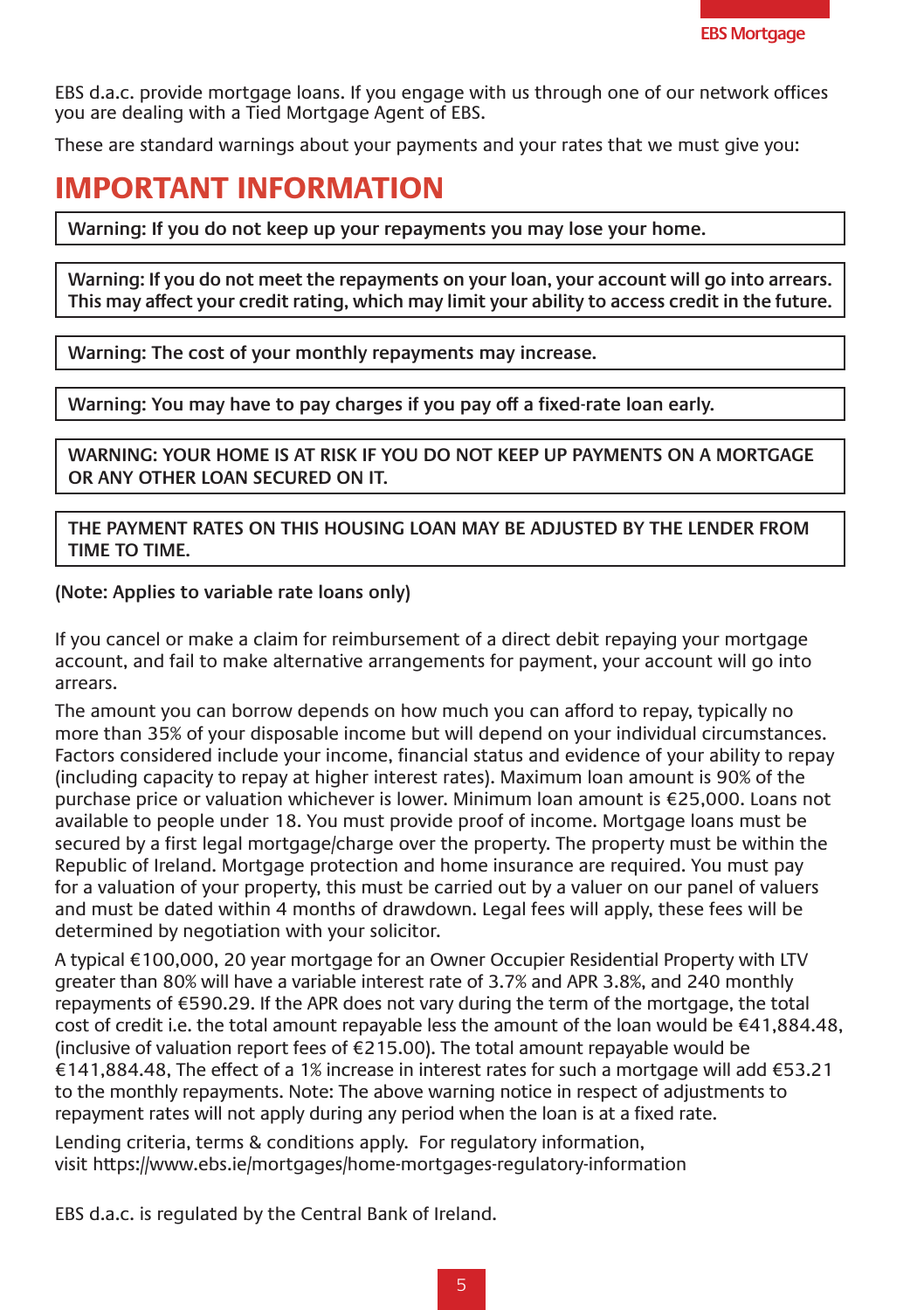EBS d.a.c. provide mortgage loans. If you engage with us through one of our network offices you are dealing with a Tied Mortgage Agent of EBS.

These are standard warnings about your payments and your rates that we must give you:

# IMPORTANT INFORMATION

**Warning: If you do not keep up your repayments you may lose your home.**

**Warning: If you do not meet the repayments on your loan, your account will go into arrears. This may affect your credit rating, which may limit your ability to access credit in the future.**

**Warning: The cost of your monthly repayments may increase.**

**Warning: You may have to pay charges if you pay off a fixed-rate loan early.**

**WARNING: YOUR HOME IS AT RISK IF YOU DO NOT KEEP UP PAYMENTS ON A MORTGAGE OR ANY OTHER LOAN SECURED ON IT.**

**THE PAYMENT RATES ON THIS HOUSING LOAN MAY BE ADJUSTED BY THE LENDER FROM TIME TO TIME.**

**(Note: Applies to variable rate loans only)**

If you cancel or make a claim for reimbursement of a direct debit repaying your mortgage account, and fail to make alternative arrangements for payment, your account will go into arrears.

The amount you can borrow depends on how much you can afford to repay, typically no more than 35% of your disposable income but will depend on your individual circumstances. Factors considered include your income, financial status and evidence of your ability to repay (including capacity to repay at higher interest rates). Maximum loan amount is 90% of the purchase price or valuation whichever is lower. Minimum loan amount is €25,000. Loans not available to people under 18. You must provide proof of income. Mortgage loans must be secured by a first legal mortgage/charge over the property. The property must be within the Republic of Ireland. Mortgage protection and home insurance are required. You must pay for a valuation of your property, this must be carried out by a valuer on our panel of valuers and must be dated within 4 months of drawdown. Legal fees will apply, these fees will be determined by negotiation with your solicitor.

A typical €100,000, 20 year mortgage for an Owner Occupier Residential Property with LTV greater than 80% will have a variable interest rate of 3.7% and APR 3.8%, and 240 monthly repayments of €590.29. If the APR does not vary during the term of the mortgage, the total cost of credit i.e. the total amount repayable less the amount of the loan would be €41,884.48, (inclusive of valuation report fees of €215.00). The total amount repayable would be €141,884.48, The effect of a 1% increase in interest rates for such a mortgage will add €53.21 to the monthly repayments. Note: The above warning notice in respect of adjustments to repayment rates will not apply during any period when the loan is at a fixed rate.

Lending criteria, terms & conditions apply. For regulatory information, visit https://www.ebs.ie/mortgages/home-mortgages-regulatory-information

EBS d.a.c. is regulated by the Central Bank of Ireland.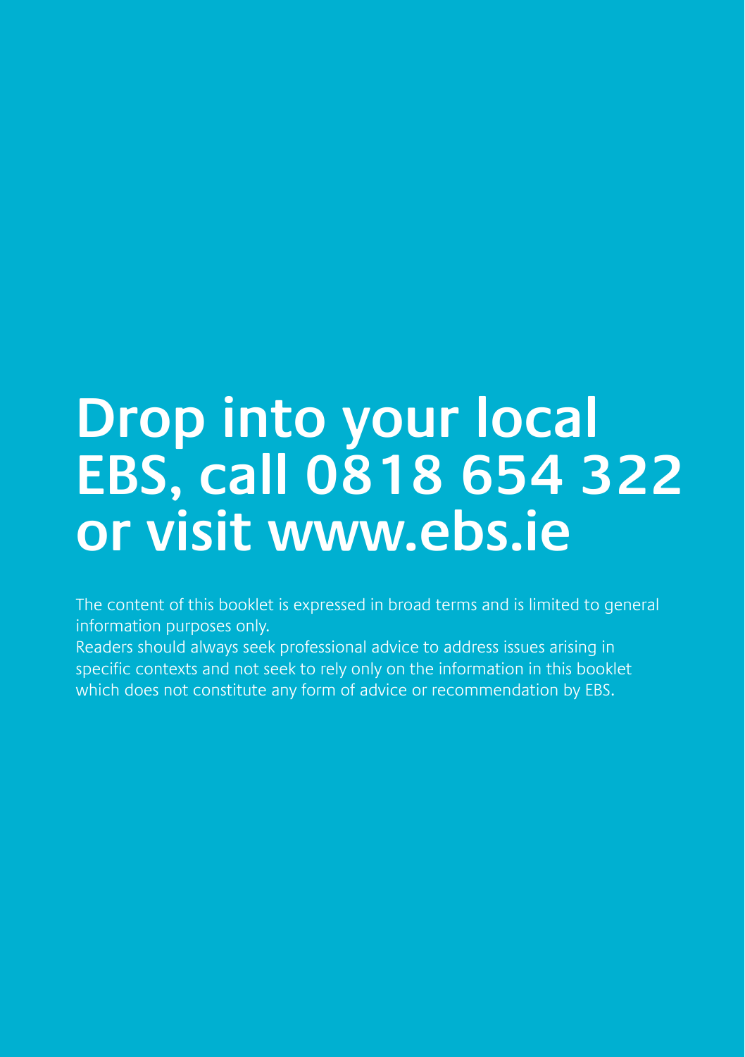# Drop into your local EBS, call 0818 654 322 or visit www.ebs.ie

The content of this booklet is expressed in broad terms and is limited to general information purposes only.
Readers should always seek professional advice to address issues arising in specific contexts and not seek to rely only on the information in this booklet which does not constitute any form of advice or recommendation by EBS.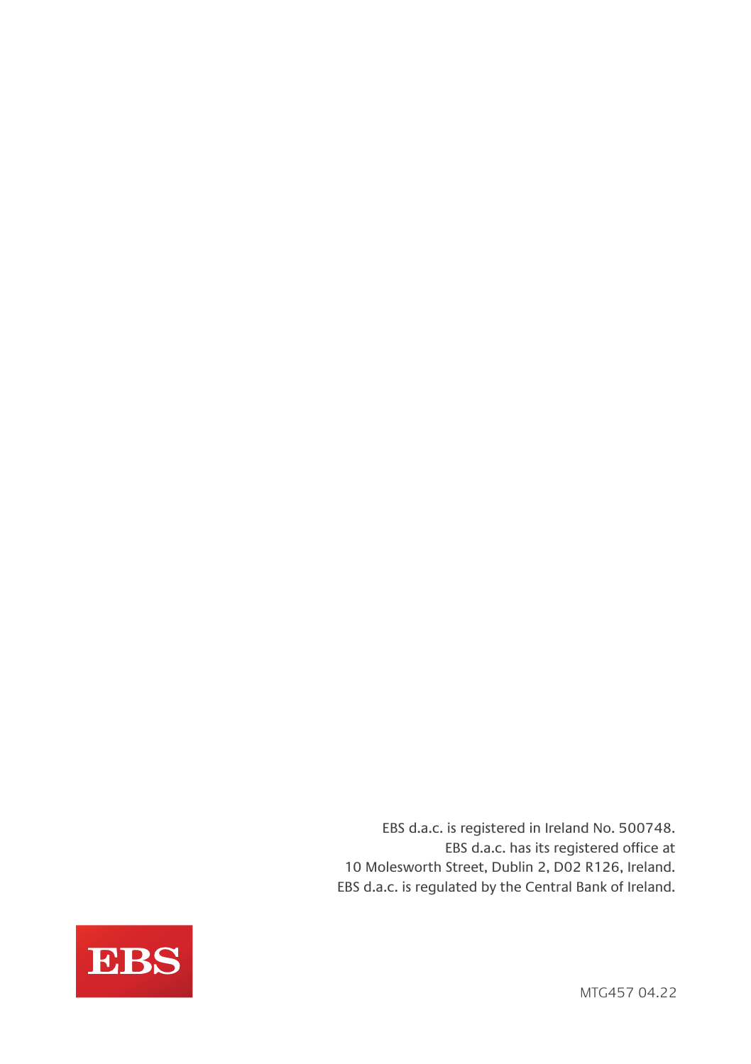EBS d.a.c. is registered in Ireland No. 500748.
EBS d.a.c. has its registered office at
10 Molesworth Street, Dublin 2, D02 R126, Ireland.
EBS d.a.c. is regulated by the Central Bank of Ireland.

EBS

MTG457 04.22